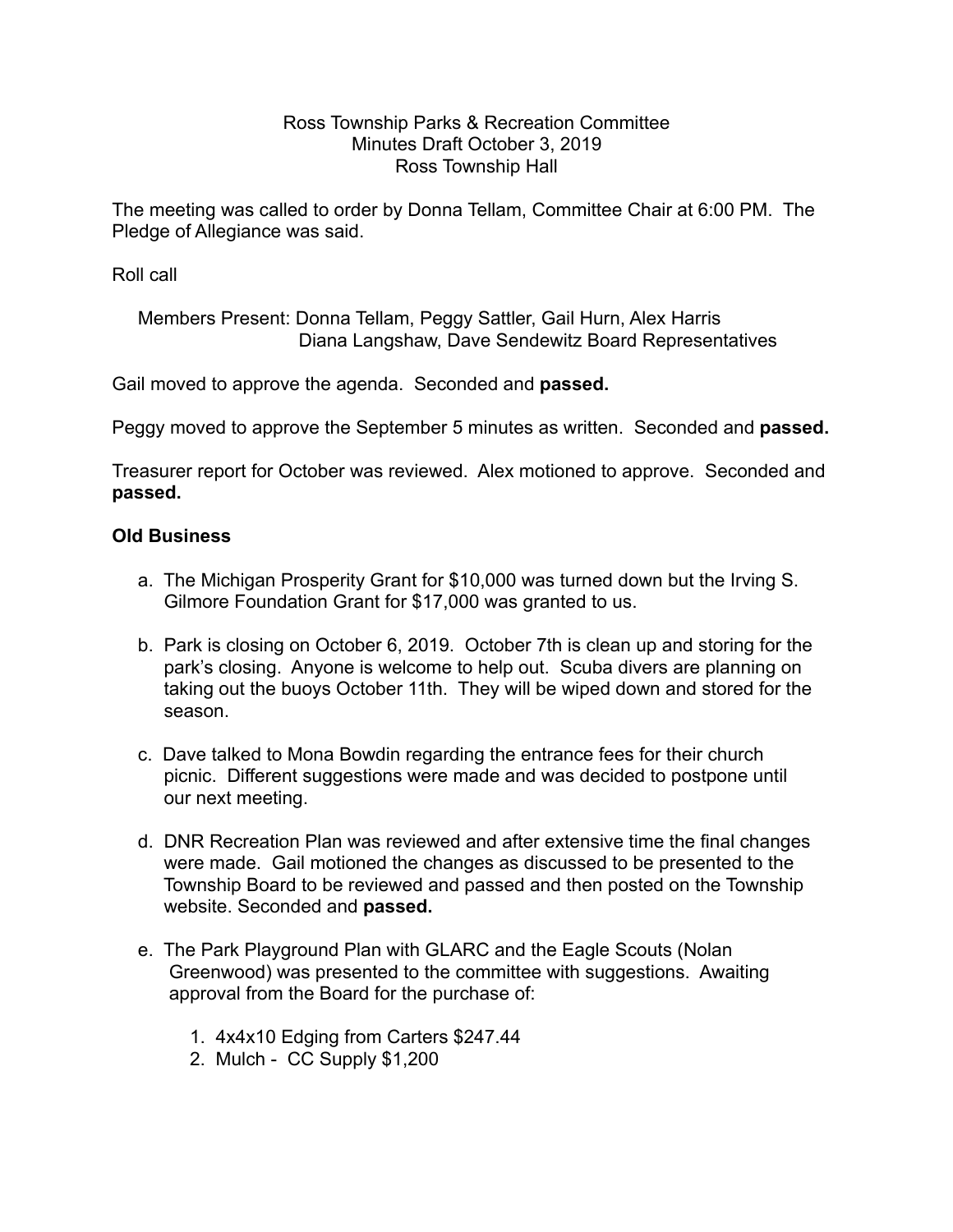Ross Township Parks & Recreation Committee
Minutes Draft October 3, 2019
Ross Township Hall

The meeting was called to order by Donna Tellam, Committee Chair at 6:00 PM. The Pledge of Allegiance was said.

Roll call

Members Present: Donna Tellam, Peggy Sattler, Gail Hurn, Alex Harris
Diana Langshaw, Dave Sendewitz Board Representatives

Gail moved to approve the agenda. Seconded and **passed.**

Peggy moved to approve the September 5 minutes as written. Seconded and **passed.**

Treasurer report for October was reviewed. Alex motioned to approve. Seconded and **passed.**

**Old Business**

a. The Michigan Prosperity Grant for $10,000 was turned down but the Irving S. Gilmore Foundation Grant for $17,000 was granted to us.

b. Park is closing on October 6, 2019. October 7th is clean up and storing for the park's closing. Anyone is welcome to help out. Scuba divers are planning on taking out the buoys October 11th. They will be wiped down and stored for the season.

c. Dave talked to Mona Bowdin regarding the entrance fees for their church picnic. Different suggestions were made and was decided to postpone until our next meeting.

d. DNR Recreation Plan was reviewed and after extensive time the final changes were made. Gail motioned the changes as discussed to be presented to the Township Board to be reviewed and passed and then posted on the Township website. Seconded and **passed.**

e. The Park Playground Plan with GLARC and the Eagle Scouts (Nolan Greenwood) was presented to the committee with suggestions. Awaiting approval from the Board for the purchase of:

   1. 4x4x10 Edging from Carters $247.44
   2. Mulch - CC Supply $1,200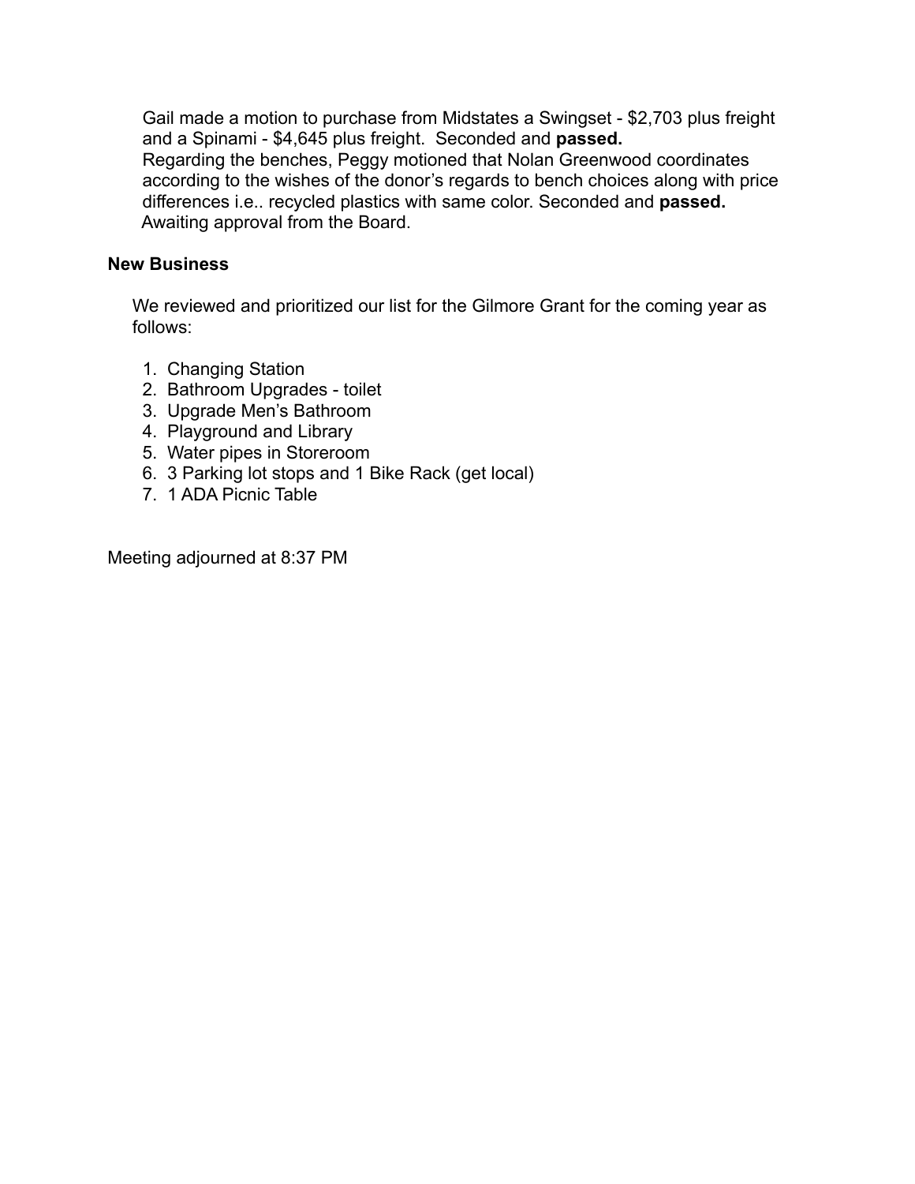Gail made a motion to purchase from Midstates a Swingset - $2,703 plus freight and a Spinami - $4,645 plus freight. Seconded and **passed.**
Regarding the benches, Peggy motioned that Nolan Greenwood coordinates according to the wishes of the donor's regards to bench choices along with price differences i.e.. recycled plastics with same color. Seconded and **passed.**
Awaiting approval from the Board.

**New Business**

We reviewed and prioritized our list for the Gilmore Grant for the coming year as follows:

1. Changing Station
2. Bathroom Upgrades - toilet
3. Upgrade Men's Bathroom
4. Playground and Library
5. Water pipes in Storeroom
6. 3 Parking lot stops and 1 Bike Rack (get local)
7. 1 ADA Picnic Table

Meeting adjourned at 8:37 PM